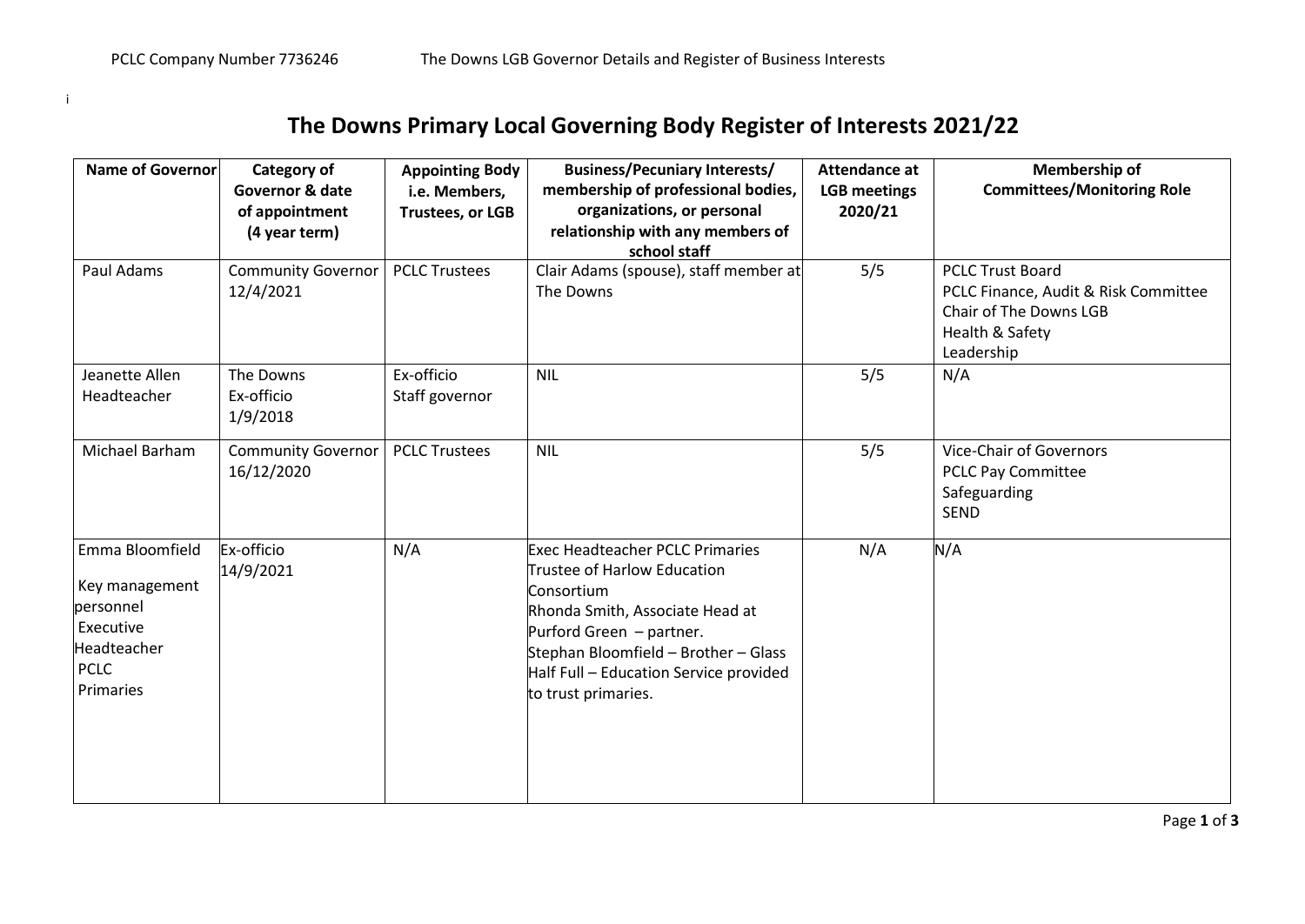# The Downs Primary Local Governing Body Register of Interests 2021/22

| Name of Governor | Category of Governor & date of appointment (4 year term) | Appointing Body i.e. Members, Trustees, or LGB | Business/Pecuniary Interests/ membership of professional bodies, organizations, or personal relationship with any members of school staff | Attendance at LGB meetings 2020/21 | Membership of Committees/Monitoring Role |
|---|---|---|---|---|---|
| Paul Adams | Community Governor 12/4/2021 | PCLC Trustees | Clair Adams (spouse), staff member at The Downs | 5/5 | PCLC Trust Board<br>PCLC Finance, Audit & Risk Committee<br>Chair of The Downs LGB<br>Health & Safety<br>Leadership |
| Jeanette Allen Headteacher | The Downs Ex-officio 1/9/2018 | Ex-officio Staff governor | NIL | 5/5 | N/A |
| Michael Barham | Community Governor 16/12/2020 | PCLC Trustees | NIL | 5/5 | Vice-Chair of Governors<br>PCLC Pay Committee<br>Safeguarding<br>SEND |
| Emma Bloomfield<br><br>Key management personnel Executive Headteacher PCLC Primaries | Ex-officio 14/9/2021 | N/A | Exec Headteacher PCLC Primaries<br>Trustee of Harlow Education Consortium<br>Rhonda Smith, Associate Head at Purford Green – partner.<br>Stephan Bloomfield – Brother – Glass Half Full – Education Service provided to trust primaries. | N/A | N/A |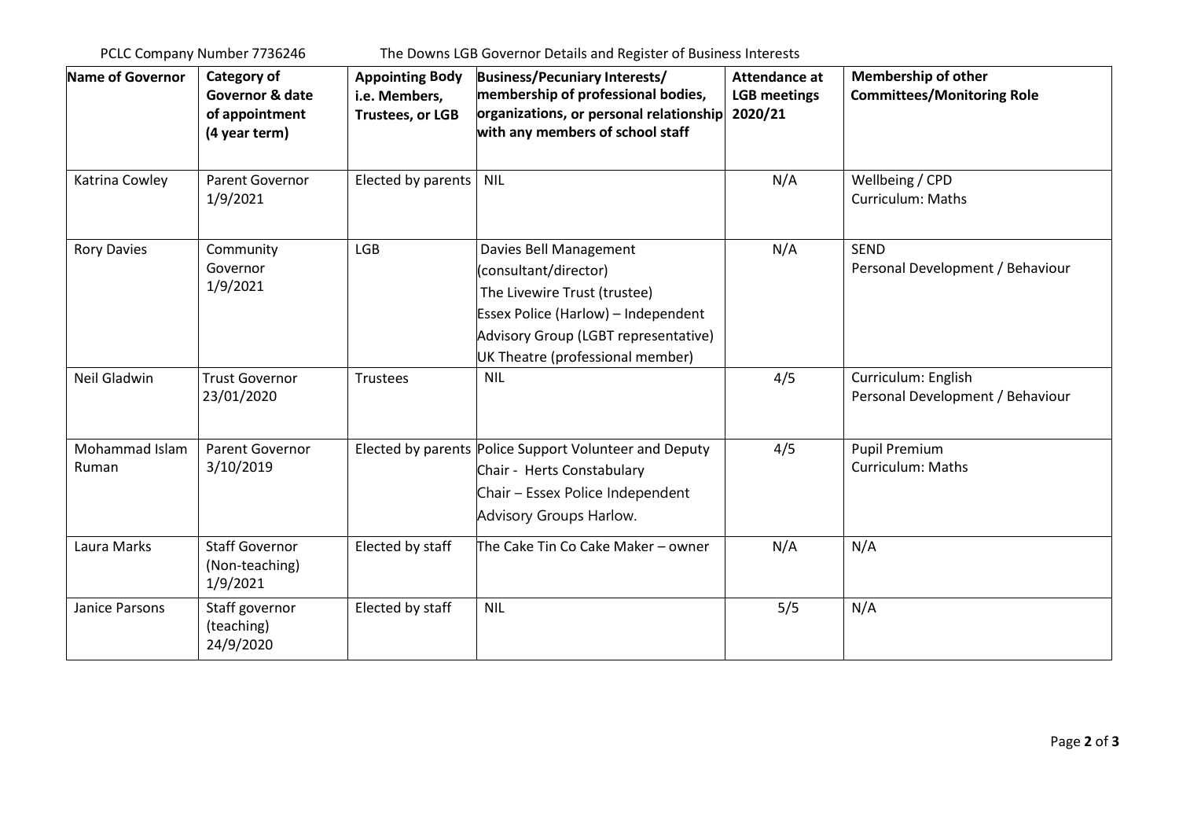PCLC Company Number 7736246 The Downs LGB Governor Details and Register of Business Interests

| Name of Governor | Category of Governor & date of appointment (4 year term) | Appointing Body i.e. Members, Trustees, or LGB | Business/Pecuniary Interests/ membership of professional bodies, organizations, or personal relationship with any members of school staff | Attendance at LGB meetings 2020/21 | Membership of other Committees/Monitoring Role |
|---|---|---|---|---|---|
| Katrina Cowley | Parent Governor 1/9/2021 | Elected by parents | NIL | N/A | Wellbeing / CPD<br>Curriculum: Maths |
| Rory Davies | Community Governor 1/9/2021 | LGB | Davies Bell Management (consultant/director)<br>The Livewire Trust (trustee)<br>Essex Police (Harlow) – Independent Advisory Group (LGBT representative)<br>UK Theatre (professional member) | N/A | SEND<br>Personal Development / Behaviour |
| Neil Gladwin | Trust Governor 23/01/2020 | Trustees | NIL | 4/5 | Curriculum: English<br>Personal Development / Behaviour |
| Mohammad Islam Ruman | Parent Governor 3/10/2019 | Elected by parents | Police Support Volunteer and Deputy Chair - Herts Constabulary<br>Chair – Essex Police Independent Advisory Groups Harlow. | 4/5 | Pupil Premium<br>Curriculum: Maths |
| Laura Marks | Staff Governor (Non-teaching) 1/9/2021 | Elected by staff | The Cake Tin Co Cake Maker – owner | N/A | N/A |
| Janice Parsons | Staff governor (teaching) 24/9/2020 | Elected by staff | NIL | 5/5 | N/A |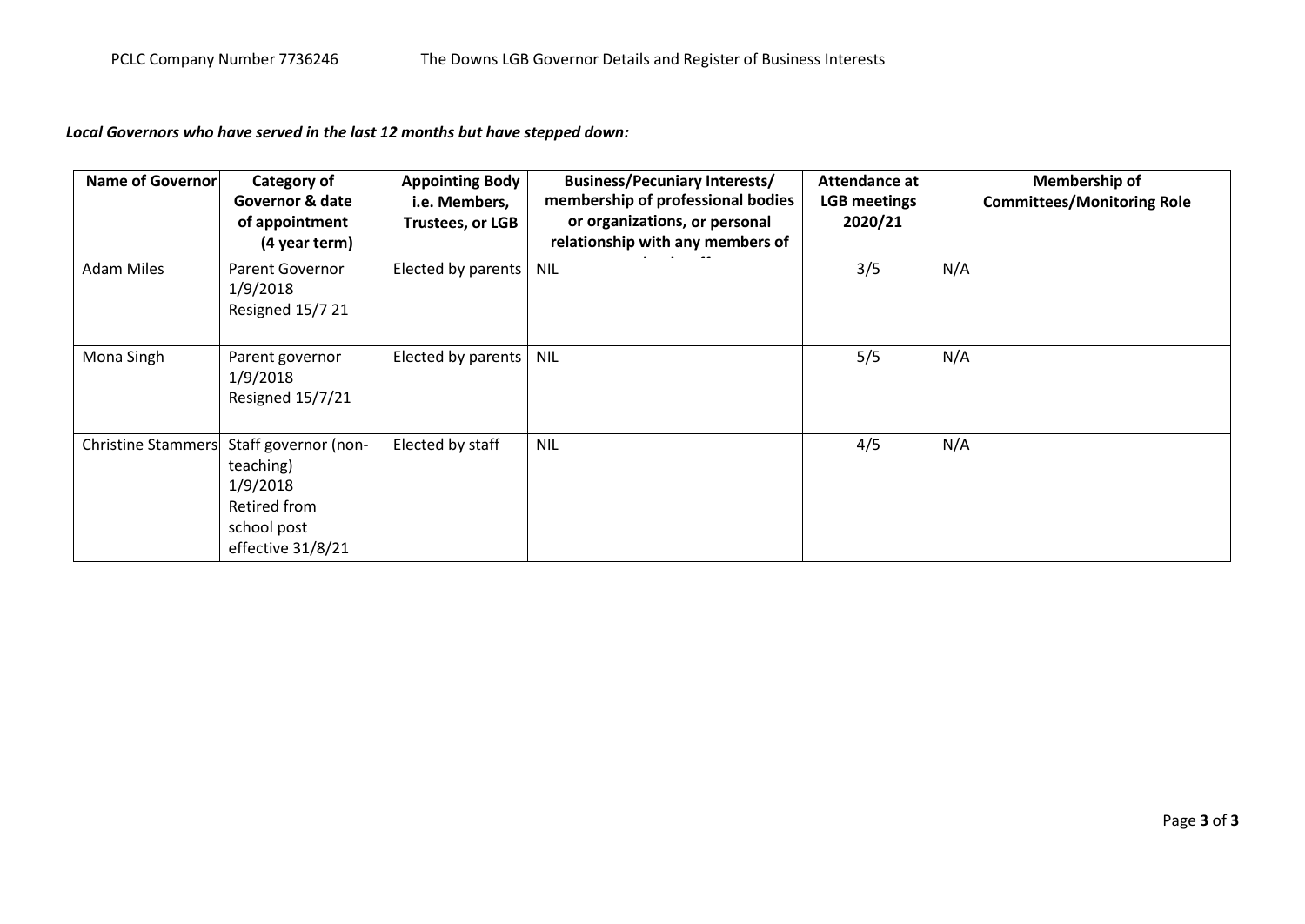*Local Governors who have served in the last 12 months but have stepped down:*

| Name of Governor | Category of Governor & date of appointment (4 year term) | Appointing Body i.e. Members, Trustees, or LGB | Business/Pecuniary Interests/ membership of professional bodies or organizations, or personal relationship with any members of | Attendance at LGB meetings 2020/21 | Membership of Committees/Monitoring Role |
|---|---|---|---|---|---|
| Adam Miles | Parent Governor 1/9/2018 Resigned 15/7 21 | Elected by parents | NIL | 3/5 | N/A |
| Mona Singh | Parent governor 1/9/2018 Resigned 15/7/21 | Elected by parents | NIL | 5/5 | N/A |
| Christine Stammers | Staff governor (non-teaching) 1/9/2018 Retired from school post effective 31/8/21 | Elected by staff | NIL | 4/5 | N/A |